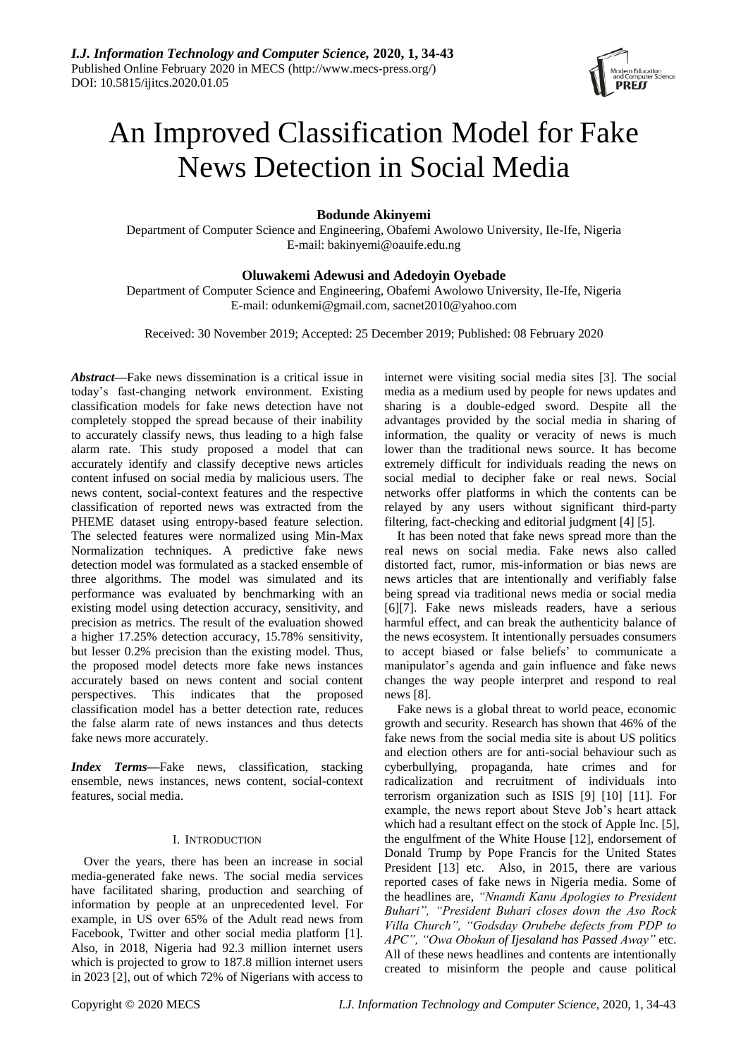# An Improved Classification Model for Fake News Detection in Social Media

**Bodunde Akinyemi**

Department of Computer Science and Engineering, Obafemi Awolowo University, Ile-Ife, Nigeria
E-mail: bakinyemi@oauife.edu.ng

**Oluwakemi Adewusi and Adedoyin Oyebade**

Department of Computer Science and Engineering, Obafemi Awolowo University, Ile-Ife, Nigeria
E-mail: odunkemi@gmail.com, sacnet2010@yahoo.com

Received: 30 November 2019; Accepted: 25 December 2019; Published: 08 February 2020

***Abstract*—**Fake news dissemination is a critical issue in today's fast-changing network environment. Existing classification models for fake news detection have not completely stopped the spread because of their inability to accurately classify news, thus leading to a high false alarm rate. This study proposed a model that can accurately identify and classify deceptive news articles content infused on social media by malicious users. The news content, social-context features and the respective classification of reported news was extracted from the PHEME dataset using entropy-based feature selection. The selected features were normalized using Min-Max Normalization techniques. A predictive fake news detection model was formulated as a stacked ensemble of three algorithms. The model was simulated and its performance was evaluated by benchmarking with an existing model using detection accuracy, sensitivity, and precision as metrics. The result of the evaluation showed a higher 17.25% detection accuracy, 15.78% sensitivity, but lesser 0.2% precision than the existing model. Thus, the proposed model detects more fake news instances accurately based on news content and social content perspectives. This indicates that the proposed classification model has a better detection rate, reduces the false alarm rate of news instances and thus detects fake news more accurately.

***Index Terms*—**Fake news, classification, stacking ensemble, news instances, news content, social-context features, social media.

## I. Introduction

Over the years, there has been an increase in social media-generated fake news. The social media services have facilitated sharing, production and searching of information by people at an unprecedented level. For example, in US over 65% of the Adult read news from Facebook, Twitter and other social media platform [1]. Also, in 2018, Nigeria had 92.3 million internet users which is projected to grow to 187.8 million internet users in 2023 [2], out of which 72% of Nigerians with access to internet were visiting social media sites [3]. The social media as a medium used by people for news updates and sharing is a double-edged sword. Despite all the advantages provided by the social media in sharing of information, the quality or veracity of news is much lower than the traditional news source. It has become extremely difficult for individuals reading the news on social medial to decipher fake or real news. Social networks offer platforms in which the contents can be relayed by any users without significant third-party filtering, fact-checking and editorial judgment [4] [5].

It has been noted that fake news spread more than the real news on social media. Fake news also called distorted fact, rumor, mis-information or bias news are news articles that are intentionally and verifiably false being spread via traditional news media or social media [6][7]. Fake news misleads readers, have a serious harmful effect, and can break the authenticity balance of the news ecosystem. It intentionally persuades consumers to accept biased or false beliefs' to communicate a manipulator's agenda and gain influence and fake news changes the way people interpret and respond to real news [8].

Fake news is a global threat to world peace, economic growth and security. Research has shown that 46% of the fake news from the social media site is about US politics and election others are for anti-social behaviour such as cyberbullying, propaganda, hate crimes and for radicalization and recruitment of individuals into terrorism organization such as ISIS [9] [10] [11]. For example, the news report about Steve Job's heart attack which had a resultant effect on the stock of Apple Inc. [5], the engulfment of the White House [12], endorsement of Donald Trump by Pope Francis for the United States President [13] etc. Also, in 2015, there are various reported cases of fake news in Nigeria media. Some of the headlines are, *"Nnamdi Kanu Apologies to President Buhari", "President Buhari closes down the Aso Rock Villa Church", "Godsday Orubebe defects from PDP to APC", "Owa Obokun of Ijesaland has Passed Away"* etc. All of these news headlines and contents are intentionally created to misinform the people and cause political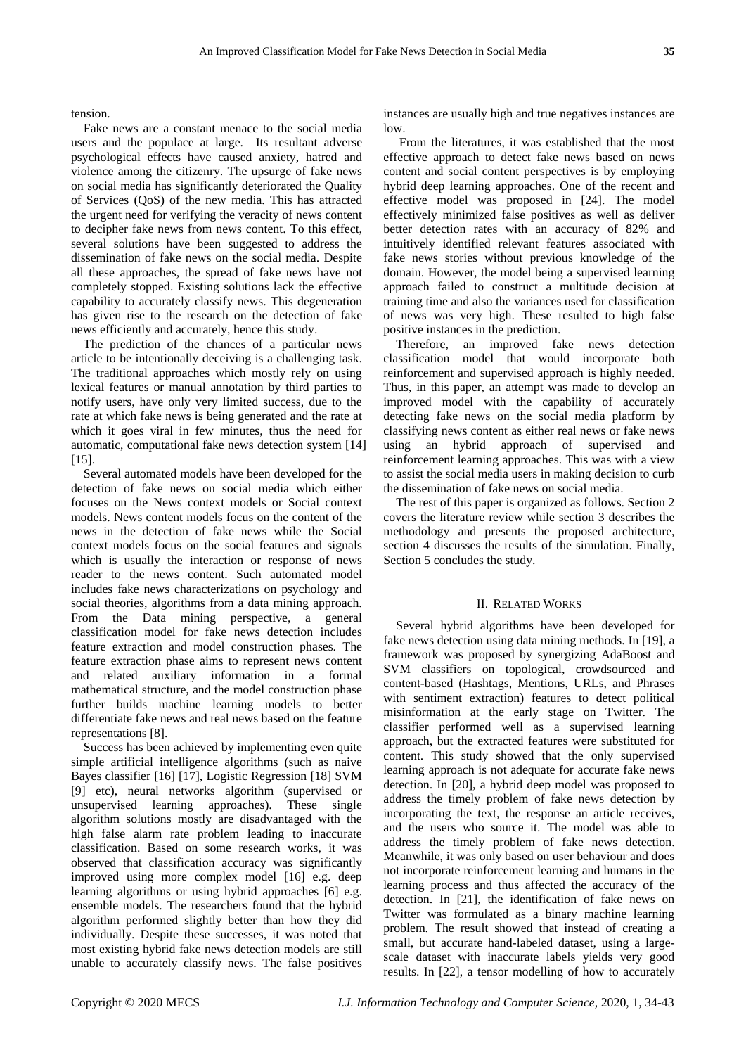tension.

Fake news are a constant menace to the social media users and the populace at large. Its resultant adverse psychological effects have caused anxiety, hatred and violence among the citizenry. The upsurge of fake news on social media has significantly deteriorated the Quality of Services (QoS) of the new media. This has attracted the urgent need for verifying the veracity of news content to decipher fake news from news content. To this effect, several solutions have been suggested to address the dissemination of fake news on the social media. Despite all these approaches, the spread of fake news have not completely stopped. Existing solutions lack the effective capability to accurately classify news. This degeneration has given rise to the research on the detection of fake news efficiently and accurately, hence this study.

The prediction of the chances of a particular news article to be intentionally deceiving is a challenging task. The traditional approaches which mostly rely on using lexical features or manual annotation by third parties to notify users, have only very limited success, due to the rate at which fake news is being generated and the rate at which it goes viral in few minutes, thus the need for automatic, computational fake news detection system [14] [15].

Several automated models have been developed for the detection of fake news on social media which either focuses on the News context models or Social context models. News content models focus on the content of the news in the detection of fake news while the Social context models focus on the social features and signals which is usually the interaction or response of news reader to the news content. Such automated model includes fake news characterizations on psychology and social theories, algorithms from a data mining approach. From the Data mining perspective, a general classification model for fake news detection includes feature extraction and model construction phases. The feature extraction phase aims to represent news content and related auxiliary information in a formal mathematical structure, and the model construction phase further builds machine learning models to better differentiate fake news and real news based on the feature representations [8].

Success has been achieved by implementing even quite simple artificial intelligence algorithms (such as naive Bayes classifier [16] [17], Logistic Regression [18] SVM [9] etc), neural networks algorithm (supervised or unsupervised learning approaches). These single algorithm solutions mostly are disadvantaged with the high false alarm rate problem leading to inaccurate classification. Based on some research works, it was observed that classification accuracy was significantly improved using more complex model [16] e.g. deep learning algorithms or using hybrid approaches [6] e.g. ensemble models. The researchers found that the hybrid algorithm performed slightly better than how they did individually. Despite these successes, it was noted that most existing hybrid fake news detection models are still unable to accurately classify news. The false positives instances are usually high and true negatives instances are low.

From the literatures, it was established that the most effective approach to detect fake news based on news content and social content perspectives is by employing hybrid deep learning approaches. One of the recent and effective model was proposed in [24]. The model effectively minimized false positives as well as deliver better detection rates with an accuracy of 82% and intuitively identified relevant features associated with fake news stories without previous knowledge of the domain. However, the model being a supervised learning approach failed to construct a multitude decision at training time and also the variances used for classification of news was very high. These resulted to high false positive instances in the prediction.

Therefore, an improved fake news detection classification model that would incorporate both reinforcement and supervised approach is highly needed. Thus, in this paper, an attempt was made to develop an improved model with the capability of accurately detecting fake news on the social media platform by classifying news content as either real news or fake news using an hybrid approach of supervised and reinforcement learning approaches. This was with a view to assist the social media users in making decision to curb the dissemination of fake news on social media.

The rest of this paper is organized as follows. Section 2 covers the literature review while section 3 describes the methodology and presents the proposed architecture, section 4 discusses the results of the simulation. Finally, Section 5 concludes the study.

## II. Related Works

Several hybrid algorithms have been developed for fake news detection using data mining methods. In [19], a framework was proposed by synergizing AdaBoost and SVM classifiers on topological, crowdsourced and content-based (Hashtags, Mentions, URLs, and Phrases with sentiment extraction) features to detect political misinformation at the early stage on Twitter. The classifier performed well as a supervised learning approach, but the extracted features were substituted for content. This study showed that the only supervised learning approach is not adequate for accurate fake news detection. In [20], a hybrid deep model was proposed to address the timely problem of fake news detection by incorporating the text, the response an article receives, and the users who source it. The model was able to address the timely problem of fake news detection. Meanwhile, it was only based on user behaviour and does not incorporate reinforcement learning and humans in the learning process and thus affected the accuracy of the detection. In [21], the identification of fake news on Twitter was formulated as a binary machine learning problem. The result showed that instead of creating a small, but accurate hand-labeled dataset, using a large-scale dataset with inaccurate labels yields very good results. In [22], a tensor modelling of how to accurately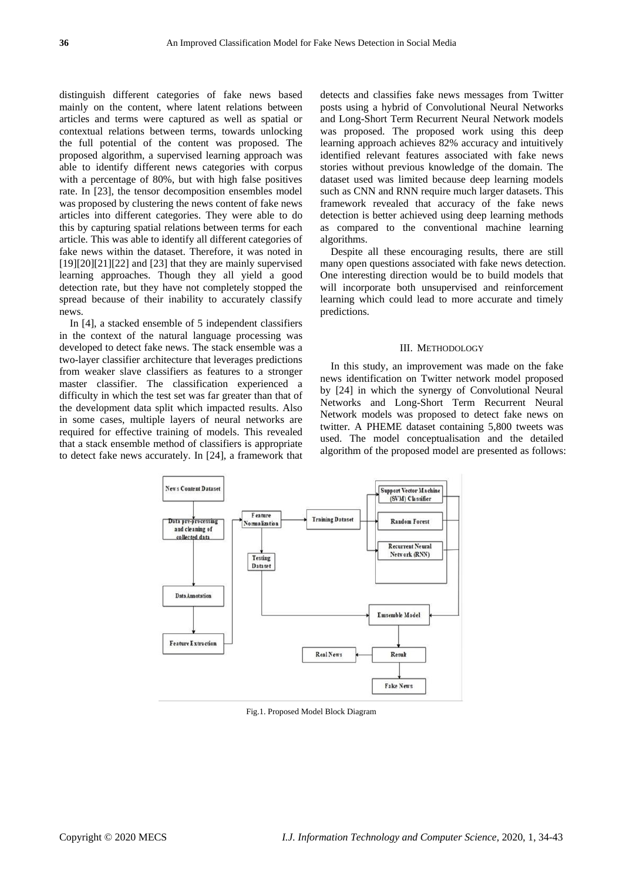distinguish different categories of fake news based mainly on the content, where latent relations between articles and terms were captured as well as spatial or contextual relations between terms, towards unlocking the full potential of the content was proposed. The proposed algorithm, a supervised learning approach was able to identify different news categories with corpus with a percentage of 80%, but with high false positives rate. In [23], the tensor decomposition ensembles model was proposed by clustering the news content of fake news articles into different categories. They were able to do this by capturing spatial relations between terms for each article. This was able to identify all different categories of fake news within the dataset. Therefore, it was noted in [19][20][21][22] and [23] that they are mainly supervised learning approaches. Though they all yield a good detection rate, but they have not completely stopped the spread because of their inability to accurately classify news.

In [4], a stacked ensemble of 5 independent classifiers in the context of the natural language processing was developed to detect fake news. The stack ensemble was a two-layer classifier architecture that leverages predictions from weaker slave classifiers as features to a stronger master classifier. The classification experienced a difficulty in which the test set was far greater than that of the development data split which impacted results. Also in some cases, multiple layers of neural networks are required for effective training of models. This revealed that a stack ensemble method of classifiers is appropriate to detect fake news accurately. In [24], a framework that detects and classifies fake news messages from Twitter posts using a hybrid of Convolutional Neural Networks and Long-Short Term Recurrent Neural Network models was proposed. The proposed work using this deep learning approach achieves 82% accuracy and intuitively identified relevant features associated with fake news stories without previous knowledge of the domain. The dataset used was limited because deep learning models such as CNN and RNN require much larger datasets. This framework revealed that accuracy of the fake news detection is better achieved using deep learning methods as compared to the conventional machine learning algorithms.

Despite all these encouraging results, there are still many open questions associated with fake news detection. One interesting direction would be to build models that will incorporate both unsupervised and reinforcement learning which could lead to more accurate and timely predictions.

## III. Methodology

In this study, an improvement was made on the fake news identification on Twitter network model proposed by [24] in which the synergy of Convolutional Neural Networks and Long-Short Term Recurrent Neural Network models was proposed to detect fake news on twitter. A PHEME dataset containing 5,800 tweets was used. The model conceptualisation and the detailed algorithm of the proposed model are presented as follows:

Fig.1. Proposed Model Block Diagram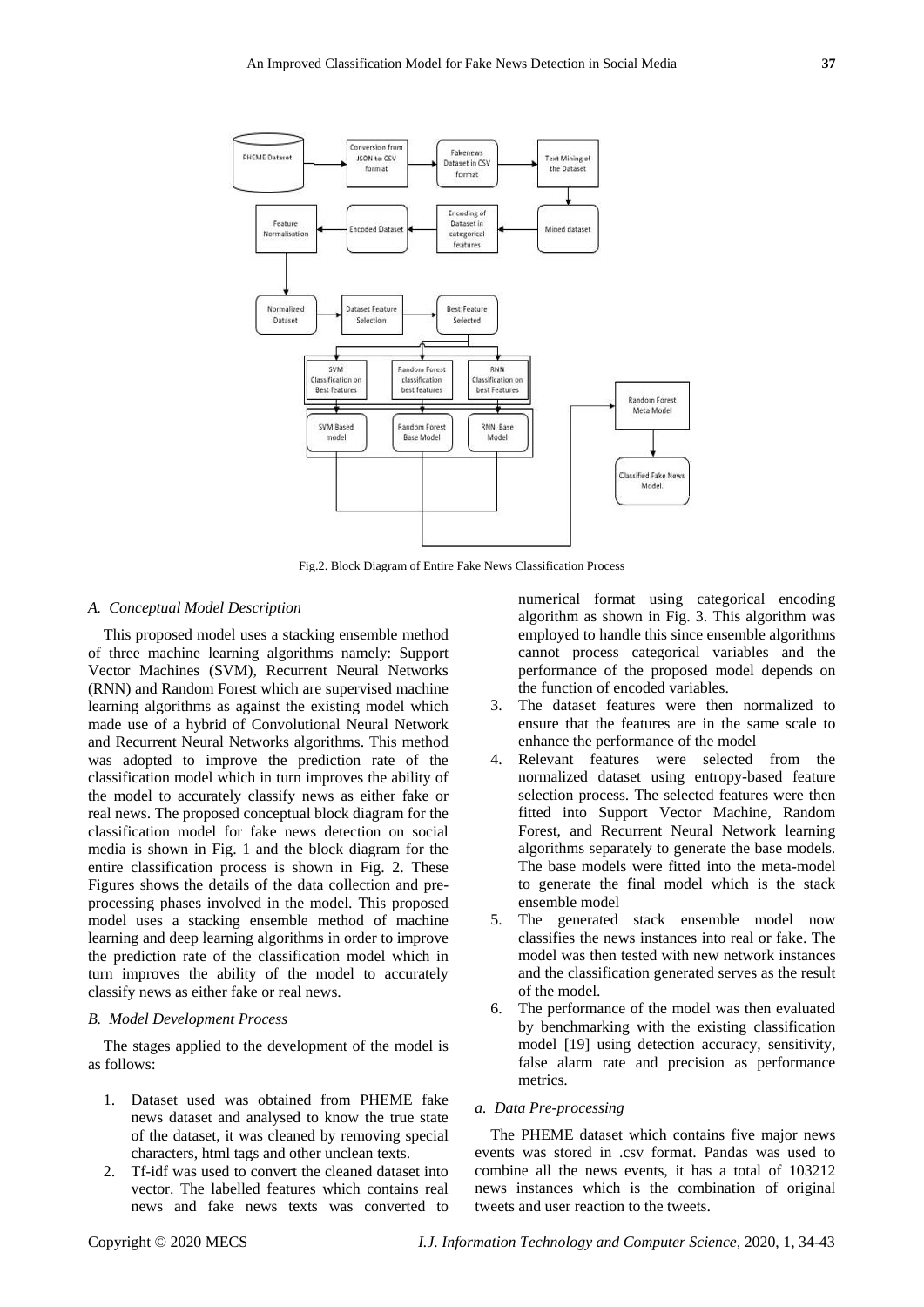Fig.2. Block Diagram of Entire Fake News Classification Process

### A. Conceptual Model Description

This proposed model uses a stacking ensemble method of three machine learning algorithms namely: Support Vector Machines (SVM), Recurrent Neural Networks (RNN) and Random Forest which are supervised machine learning algorithms as against the existing model which made use of a hybrid of Convolutional Neural Network and Recurrent Neural Networks algorithms. This method was adopted to improve the prediction rate of the classification model which in turn improves the ability of the model to accurately classify news as either fake or real news. The proposed conceptual block diagram for the classification model for fake news detection on social media is shown in Fig. 1 and the block diagram for the entire classification process is shown in Fig. 2. These Figures shows the details of the data collection and pre-processing phases involved in the model. This proposed model uses a stacking ensemble method of machine learning and deep learning algorithms in order to improve the prediction rate of the classification model which in turn improves the ability of the model to accurately classify news as either fake or real news.

### B. Model Development Process

The stages applied to the development of the model is as follows:

1. Dataset used was obtained from PHEME fake news dataset and analysed to know the true state of the dataset, it was cleaned by removing special characters, html tags and other unclean texts.
2. Tf-idf was used to convert the cleaned dataset into vector. The labelled features which contains real news and fake news texts was converted to numerical format using categorical encoding algorithm as shown in Fig. 3. This algorithm was employed to handle this since ensemble algorithms cannot process categorical variables and the performance of the proposed model depends on the function of encoded variables.
3. The dataset features were then normalized to ensure that the features are in the same scale to enhance the performance of the model
4. Relevant features were selected from the normalized dataset using entropy-based feature selection process. The selected features were then fitted into Support Vector Machine, Random Forest, and Recurrent Neural Network learning algorithms separately to generate the base models. The base models were fitted into the meta-model to generate the final model which is the stack ensemble model
5. The generated stack ensemble model now classifies the news instances into real or fake. The model was then tested with new network instances and the classification generated serves as the result of the model.
6. The performance of the model was then evaluated by benchmarking with the existing classification model [19] using detection accuracy, sensitivity, false alarm rate and precision as performance metrics.

#### a. Data Pre-processing

The PHEME dataset which contains five major news events was stored in .csv format. Pandas was used to combine all the news events, it has a total of 103212 news instances which is the combination of original tweets and user reaction to the tweets.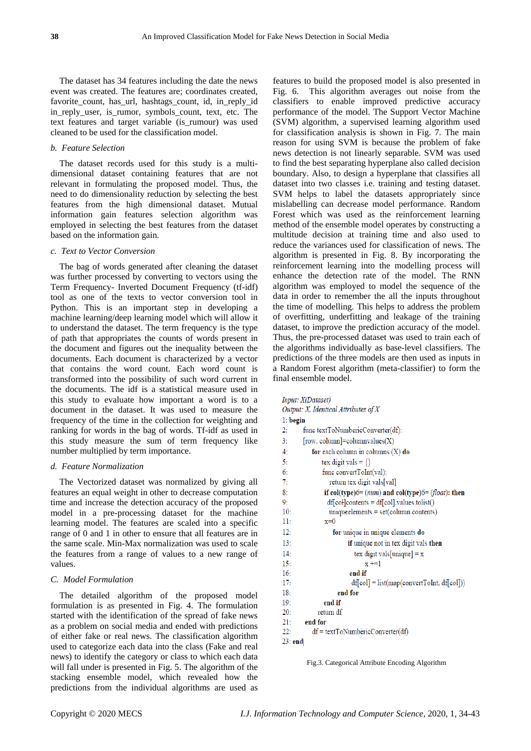The dataset has 34 features including the date the news event was created. The features are; coordinates created, favorite_count, has_url, hashtags_count, id, in_reply_id in_reply_user, is_rumor, symbols_count, text, etc. The text features and target variable (is_rumour) was used cleaned to be used for the classification model.

### b. Feature Selection

The dataset records used for this study is a multi-dimensional dataset containing features that are not relevant in formulating the proposed model. Thus, the need to do dimensionality reduction by selecting the best features from the high dimensional dataset. Mutual information gain features selection algorithm was employed in selecting the best features from the dataset based on the information gain.

### c. Text to Vector Conversion

The bag of words generated after cleaning the dataset was further processed by converting to vectors using the Term Frequency- Inverted Document Frequency (tf-idf) tool as one of the texts to vector conversion tool in Python. This is an important step in developing a machine learning/deep learning model which will allow it to understand the dataset. The term frequency is the type of path that appropriates the counts of words present in the document and figures out the inequality between the documents. Each document is characterized by a vector that contains the word count. Each word count is transformed into the possibility of such word current in the documents. The idf is a statistical measure used in this study to evaluate how important a word is to a document in the dataset. It was used to measure the frequency of the time in the collection for weighting and ranking for words in the bag of words. Tf-idf as used in this study measure the sum of term frequency like number multiplied by term importance.

### d. Feature Normalization

The Vectorized dataset was normalized by giving all features an equal weight in other to decrease computation time and increase the detection accuracy of the proposed model in a pre-processing dataset for the machine learning model. The features are scaled into a specific range of 0 and 1 in other to ensure that all features are in the same scale. Min-Max normalization was used to scale the features from a range of values to a new range of values.

## C. Model Formulation

The detailed algorithm of the proposed model formulation is as presented in Fig. 4. The formulation started with the identification of the spread of fake news as a problem on social media and ended with predictions of either fake or real news. The classification algorithm used to categorize each data into the class (Fake and real news) to identify the category or class to which each data will fall under is presented in Fig. 5. The algorithm of the stacking ensemble model, which revealed how the predictions from the individual algorithms are used as features to build the proposed model is also presented in Fig. 6. This algorithm averages out noise from the classifiers to enable improved predictive accuracy performance of the model. The Support Vector Machine (SVM) algorithm, a supervised learning algorithm used for classification analysis is shown in Fig. 7. The main reason for using SVM is because the problem of fake news detection is not linearly separable. SVM was used to find the best separating hyperplane also called decision boundary. Also, to design a hyperplane that classifies all dataset into two classes i.e. training and testing dataset. SVM helps to label the datasets appropriately since mislabelling can decrease model performance. Random Forest which was used as the reinforcement learning method of the ensemble model operates by constructing a multitude decision at training time and also used to reduce the variances used for classification of news. The algorithm is presented in Fig. 8. By incorporating the reinforcement learning into the modelling process will enhance the detection rate of the model. The RNN algorithm was employed to model the sequence of the data in order to remember the all the inputs throughout the time of modelling. This helps to address the problem of overfitting, underfitting and leakage of the training dataset, to improve the prediction accuracy of the model. Thus, the pre-processed dataset was used to train each of the algorithms individually as base-level classifiers. The predictions of the three models are then used as inputs in a Random Forest algorithm (meta-classifier) to form the final ensemble model.

```
Input: X(Dataset)
Output: X, Identical Attributes of X
1: begin
2:     func textToNumbericConverter(df):
3:     [row, column]=columnvalues(X)
4:         for each column in columns (X) do
5:             tex digit vals = {}
6:             func convertToInt(val):
7:                 return tex digit vals[val]
8:             if col(type)6= (num) and col(type)6= (float): then
9:              df[col]contents = df[col].values.tolist()
10:             uniqueelements = set(column contents)
11:            x=0
12:                for unique in unique elements do
13:                    if unique not in tex digit vals then
14:                        tex digit vals[unique] = x
15:                            x +=1
16:                    end if
17:                        df[col] = list(map(convertToInt, df[col]))
18:                end for
19:            end if
20:        return df
21:    end for
22:        df = textToNumbericConverter(df)
23: end
```

Fig.3. Categorical Attribute Encoding Algorithm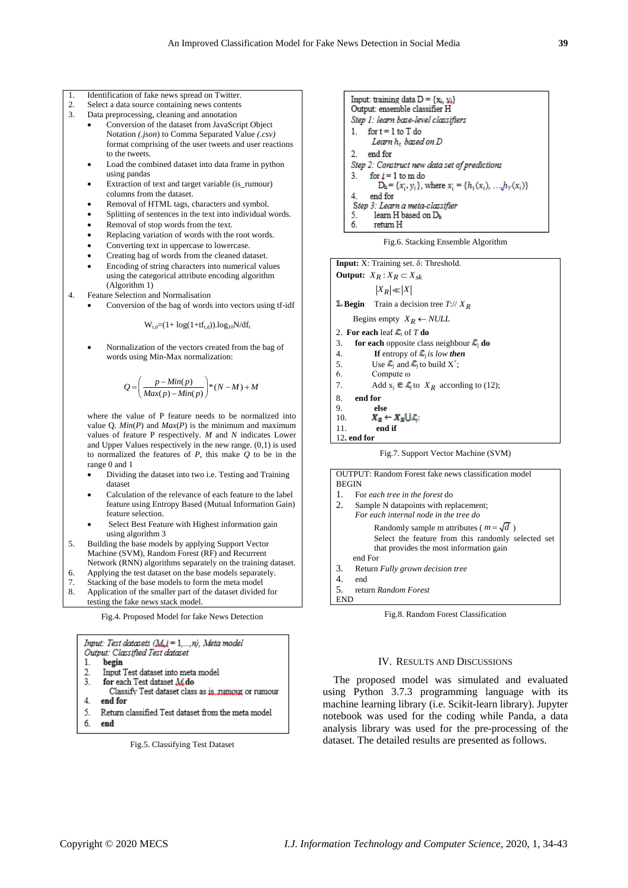1. Identification of fake news spread on Twitter.
2. Select a data source containing news contents
3. Data preprocessing, cleaning and annotation
   - Conversion of the dataset from JavaScript Object Notation *(.json)* to Comma Separated Value *(.csv)* format comprising of the user tweets and user reactions to the tweets.
   - Load the combined dataset into data frame in python using pandas
   - Extraction of text and target variable (is_rumour) columns from the dataset.
   - Removal of HTML tags, characters and symbol.
   - Splitting of sentences in the text into individual words.
   - Removal of stop words from the text.
   - Replacing variation of words with the root words.
   - Converting text in uppercase to lowercase.
   - Creating bag of words from the cleaned dataset.
   - Encoding of string characters into numerical values using the categorical attribute encoding algorithm (Algorithm 1)
4. Feature Selection and Normalisation
   - Conversion of the bag of words into vectors using tf-idf

     $$W_{t,d}=(1+\log(1+tf_{t,d})).\log_{10}N/df_t$$

   - Normalization of the vectors created from the bag of words using Min-Max normalization:

     $$Q=\left(\frac{p-Min(p)}{Max(p)-Min(p)}\right)*(N-M)+M$$

     where the value of P feature needs to be normalized into value Q. $Min(P)$ and $Max(P)$ is the minimum and maximum values of feature P respectively. $M$ and $N$ indicates Lower and Upper Values respectively in the new range. (0,1) is used to normalized the features of $P$, this make $Q$ to be in the range 0 and 1
   - Dividing the dataset into two i.e. Testing and Training dataset
   - Calculation of the relevance of each feature to the label feature using Entropy Based (Mutual Information Gain) feature selection.
   - Select Best Feature with Highest information gain using algorithm 3
5. Building the base models by applying Support Vector Machine (SVM), Random Forest (RF) and Recurrent Network (RNN) algorithms separately on the training dataset.
6. Applying the test dataset on the base models separately.
7. Stacking of the base models to form the meta model
8. Application of the smaller part of the dataset divided for testing the fake news stack model.

Fig.4. Proposed Model for fake News Detection

```
Input: Test datasets (M_i i = 1,...,n), Meta model
Output: Classified Test dataset
1.  begin
2.  Input Test dataset into meta model
3.  for each Test dataset M_i do
        Classify Test dataset class as is_rumour or rumour
4.  end for
5.  Return classified Test dataset from the meta model
6.  end
```

Fig.5. Classifying Test Dataset

```
Input: training data D = {x_i, y_i}
Output: ensemble classifier H
Step 1: learn base-level classifiers
1.  for t = 1 to T do
        Learn h_t based on D
2.  end for
Step 2: Construct new data set of predictions
3.  for i = 1 to m do
        D_h = {x'_i, y_i}, where x'_i = {h_1(x_i), ..., h_T(x_i)}
4.  end for
Step 3: Learn a meta-classifier
5.  learn H based on D_h
6.  return H
```

Fig.6. Stacking Ensemble Algorithm

**Input:** X: Training set. δ: Threshold.
**Output:** $X_R : X_R \subset X_{sk}$

$|X_R| \ll |X|$

1. **Begin** Train a decision tree $T$:// $X_R$
   Begins empty $X_R \leftarrow NULL$
2. **For each** leaf $\mathcal{L}_i$ of $T$ **do**
3. **for each** opposite class neighbour $\mathcal{L}_j$ **do**
4. **If** entropy of $\mathcal{L}_j$ *is low* ***then***
5. Use $\mathcal{L}_j$ and $\mathcal{L}_j$ to build $X^*$;
6. Compute ω
7. Add $x_j \in \mathcal{L}_j$ to $X_R$ according to (12);
8. **end for**
9. **else**
10. $X_R \leftarrow X_R \cup \mathcal{L}_j$;
11. **end if**
12. **end for**

Fig.7. Support Vector Machine (SVM)

OUTPUT: Random Forest fake news classification model
BEGIN
1. For *each tree in the forest* do
2. Sample N datapoints with replacement;
   *For each internal node in the tree do*
   Randomly sample m attributes ( $m=\sqrt{d}$ )
   Select the feature from this randomly selected set that provides the most information gain
   end For
3. Return *Fully grown decision tree*
4. end
5. return *Random Forest*

END

Fig.8. Random Forest Classification

## IV. Results and Discussions

The proposed model was simulated and evaluated using Python 3.7.3 programming language with its machine learning library (i.e. Scikit-learn library). Jupyter notebook was used for the coding while Panda, a data analysis library was used for the pre-processing of the dataset. The detailed results are presented as follows.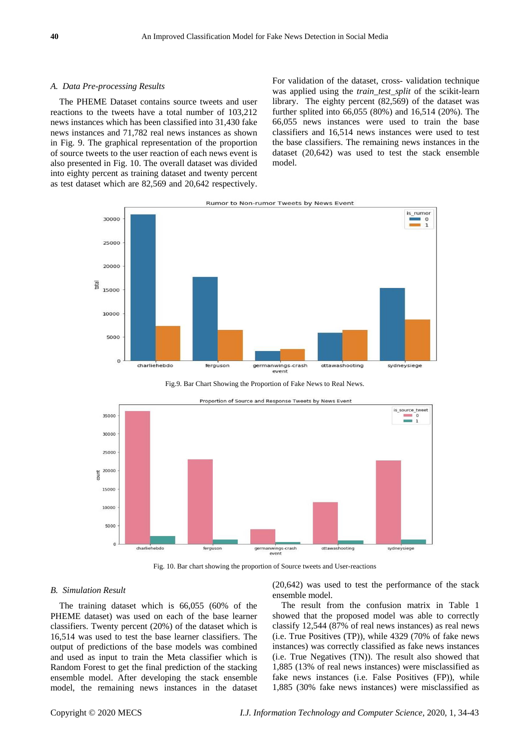### A. Data Pre-processing Results

The PHEME Dataset contains source tweets and user reactions to the tweets have a total number of 103,212 news instances which has been classified into 31,430 fake news instances and 71,782 real news instances as shown in Fig. 9. The graphical representation of the proportion of source tweets to the user reaction of each news event is also presented in Fig. 10. The overall dataset was divided into eighty percent as training dataset and twenty percent as test dataset which are 82,569 and 20,642 respectively. For validation of the dataset, cross- validation technique was applied using the *train_test_split* of the scikit-learn library. The eighty percent (82,569) of the dataset was further splited into 66,055 (80%) and 16,514 (20%). The 66,055 news instances were used to train the base classifiers and 16,514 news instances were used to test the base classifiers. The remaining news instances in the dataset (20,642) was used to test the stack ensemble model.

Fig.9. Bar Chart Showing the Proportion of Fake News to Real News.

Fig. 10. Bar chart showing the proportion of Source tweets and User-reactions

### B. Simulation Result

The training dataset which is 66,055 (60% of the PHEME dataset) was used on each of the base learner classifiers. Twenty percent (20%) of the dataset which is 16,514 was used to test the base learner classifiers. The output of predictions of the base models was combined and used as input to train the Meta classifier which is Random Forest to get the final prediction of the stacking ensemble model. After developing the stack ensemble model, the remaining news instances in the dataset (20,642) was used to test the performance of the stack ensemble model.

The result from the confusion matrix in Table 1 showed that the proposed model was able to correctly classify 12,544 (87% of real news instances) as real news (i.e. True Positives (TP)), while 4329 (70% of fake news instances) was correctly classified as fake news instances (i.e. True Negatives (TN)). The result also showed that 1,885 (13% of real news instances) were misclassified as fake news instances (i.e. False Positives (FP)), while 1,885 (30% fake news instances) were misclassified as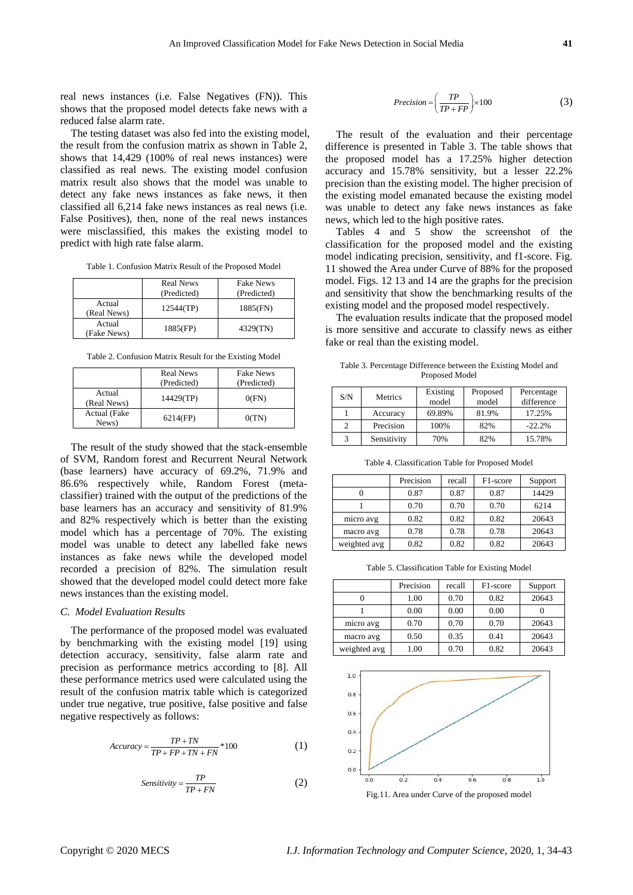real news instances (i.e. False Negatives (FN)). This shows that the proposed model detects fake news with a reduced false alarm rate.

The testing dataset was also fed into the existing model, the result from the confusion matrix as shown in Table 2, shows that 14,429 (100% of real news instances) were classified as real news. The existing model confusion matrix result also shows that the model was unable to detect any fake news instances as fake news, it then classified all 6,214 fake news instances as real news (i.e. False Positives), then, none of the real news instances were misclassified, this makes the existing model to predict with high rate false alarm.

Table 1. Confusion Matrix Result of the Proposed Model

| | Real News (Predicted) | Fake News (Predicted) |
|---|---|---|
| Actual (Real News) | 12544(TP) | 1885(FN) |
| Actual (Fake News) | 1885(FP) | 4329(TN) |

Table 2. Confusion Matrix Result for the Existing Model

| | Real News (Predicted) | Fake News (Predicted) |
|---|---|---|
| Actual (Real News) | 14429(TP) | 0(FN) |
| Actual (Fake News) | 6214(FP) | 0(TN) |

The result of the study showed that the stack-ensemble of SVM, Random forest and Recurrent Neural Network (base learners) have accuracy of 69.2%, 71.9% and 86.6% respectively while, Random Forest (meta-classifier) trained with the output of the predictions of the base learners has an accuracy and sensitivity of 81.9% and 82% respectively which is better than the existing model which has a percentage of 70%. The existing model was unable to detect any labelled fake news instances as fake news while the developed model recorded a precision of 82%. The simulation result showed that the developed model could detect more fake news instances than the existing model.

### *C. Model Evaluation Results*

The performance of the proposed model was evaluated by benchmarking with the existing model [19] using detection accuracy, sensitivity, false alarm rate and precision as performance metrics according to [8]. All these performance metrics used were calculated using the result of the confusion matrix table which is categorized under true negative, true positive, false positive and false negative respectively as follows:

$$Accuracy = \frac{TP + TN}{TP + FP + TN + FN} * 100 \quad (1)$$

$$Sensitivity = \frac{TP}{TP + FN} \quad (2)$$

$$Precision = \left( \frac{TP}{TP + FP} \right) \times 100 \quad (3)$$

The result of the evaluation and their percentage difference is presented in Table 3. The table shows that the proposed model has a 17.25% higher detection accuracy and 15.78% sensitivity, but a lesser 22.2% precision than the existing model. The higher precision of the existing model emanated because the existing model was unable to detect any fake news instances as fake news, which led to the high positive rates.

Tables 4 and 5 show the screenshot of the classification for the proposed model and the existing model indicating precision, sensitivity, and f1-score. Fig. 11 showed the Area under Curve of 88% for the proposed model. Figs. 12 13 and 14 are the graphs for the precision and sensitivity that show the benchmarking results of the existing model and the proposed model respectively.

The evaluation results indicate that the proposed model is more sensitive and accurate to classify news as either fake or real than the existing model.

Table 3. Percentage Difference between the Existing Model and Proposed Model

| S/N | Metrics | Existing model | Proposed model | Percentage difference |
|---|---|---|---|---|
| 1 | Accuracy | 69.89% | 81.9% | 17.25% |
| 2 | Precision | 100% | 82% | -22.2% |
| 3 | Sensitivity | 70% | 82% | 15.78% |

Table 4. Classification Table for Proposed Model

| | Precision | recall | F1-score | Support |
|---|---|---|---|---|
| 0 | 0.87 | 0.87 | 0.87 | 14429 |
| 1 | 0.70 | 0.70 | 0.70 | 6214 |
| micro avg | 0.82 | 0.82 | 0.82 | 20643 |
| macro avg | 0.78 | 0.78 | 0.78 | 20643 |
| weighted avg | 0.82 | 0.82 | 0.82 | 20643 |

Table 5. Classification Table for Existing Model

| | Precision | recall | F1-score | Support |
|---|---|---|---|---|
| 0 | 1.00 | 0.70 | 0.82 | 20643 |
| 1 | 0.00 | 0.00 | 0.00 | 0 |
| micro avg | 0.70 | 0.70 | 0.70 | 20643 |
| macro avg | 0.50 | 0.35 | 0.41 | 20643 |
| weighted avg | 1.00 | 0.70 | 0.82 | 20643 |

Fig.11. Area under Curve of the proposed model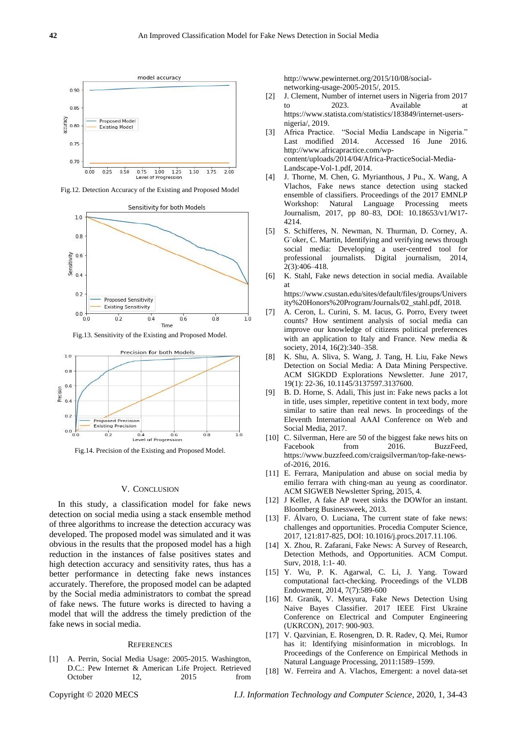Fig.12. Detection Accuracy of the Existing and Proposed Model

Fig.13. Sensitivity of the Existing and Proposed Model.

Fig.14. Precision of the Existing and Proposed Model.

## V. CONCLUSION

In this study, a classification model for fake news detection on social media using a stack ensemble method of three algorithms to increase the detection accuracy was developed. The proposed model was simulated and it was obvious in the results that the proposed model has a high reduction in the instances of false positives states and high detection accuracy and sensitivity rates, thus has a better performance in detecting fake news instances accurately. Therefore, the proposed model can be adapted by the Social media administrators to combat the spread of fake news. The future works is directed to having a model that will the address the timely prediction of the fake news in social media.

## REFERENCES

[1] A. Perrin, Social Media Usage: 2005-2015. Washington, D.C.: Pew Internet & American Life Project. Retrieved October 12, 2015 from http://www.pewinternet.org/2015/10/08/social-networking-usage-2005-2015/, 2015.

[2] J. Clement, Number of internet users in Nigeria from 2017 to 2023. Available at https://www.statista.com/statistics/183849/internet-users-nigeria/, 2019.

[3] Africa Practice. "Social Media Landscape in Nigeria." Last modified 2014. Accessed 16 June 2016. http://www.africapractice.com/wp-content/uploads/2014/04/Africa-PracticeSocial-Media-Landscape-Vol-1.pdf, 2014.

[4] J. Thorne, M. Chen, G. Myrianthous, J Pu., X. Wang, A Vlachos, Fake news stance detection using stacked ensemble of classifiers. Proceedings of the 2017 EMNLP Workshop: Natural Language Processing meets Journalism, 2017, pp 80–83, DOI: 10.18653/v1/W17-4214.

[5] S. Schifferes, N. Newman, N. Thurman, D. Corney, A. G¨oker, C. Martin, Identifying and verifying news through social media: Developing a user-centred tool for professional journalists. Digital journalism, 2014, 2(3):406–418.

[6] K. Stahl, Fake news detection in social media. Available at https://www.csustan.edu/sites/default/files/groups/University%20Honors%20Program/Journals/02_stahl.pdf, 2018.

[7] A. Ceron, L. Curini, S. M. Iacus, G. Porro, Every tweet counts? How sentiment analysis of social media can improve our knowledge of citizens political preferences with an application to Italy and France. New media & society, 2014, 16(2):340–358.

[8] K. Shu, A. Sliva, S. Wang, J. Tang, H. Liu, Fake News Detection on Social Media: A Data Mining Perspective. ACM SIGKDD Explorations Newsletter. June 2017, 19(1): 22-36, 10.1145/3137597.3137600.

[9] B. D. Horne, S. Adali, This just in: Fake news packs a lot in title, uses simpler, repetitive content in text body, more similar to satire than real news. In proceedings of the Eleventh International AAAI Conference on Web and Social Media, 2017.

[10] C. Silverman, Here are 50 of the biggest fake news hits on Facebook from 2016. BuzzFeed, https://www.buzzfeed.com/craigsilverman/top-fake-news-of-2016, 2016.

[11] E. Ferrara, Manipulation and abuse on social media by emilio ferrara with ching-man au yeung as coordinator. ACM SIGWEB Newsletter Spring, 2015, 4.

[12] J Keller, A fake AP tweet sinks the DOWfor an instant. Bloomberg Businessweek, 2013.

[13] F. Álvaro, O. Luciana, The current state of fake news: challenges and opportunities. Procedia Computer Science, 2017, 121:817-825, DOI: 10.1016/j.procs.2017.11.106.

[14] X. Zhou, R. Zafarani, Fake News: A Survey of Research, Detection Methods, and Opportunities. ACM Comput. Surv, 2018, 1:1- 40.

[15] Y. Wu, P. K. Agarwal, C. Li, J. Yang. Toward computational fact-checking. Proceedings of the VLDB Endowment, 2014, 7(7):589-600

[16] M. Granik, V. Mesyura, Fake News Detection Using Naive Bayes Classifier. 2017 IEEE First Ukraine Conference on Electrical and Computer Engineering (UKRCON), 2017: 900-903.

[17] V. Qazvinian, E. Rosengren, D. R. Radev, Q. Mei, Rumor has it: Identifying misinformation in microblogs. In Proceedings of the Conference on Empirical Methods in Natural Language Processing, 2011:1589–1599.

[18] W. Ferreira and A. Vlachos, Emergent: a novel data-set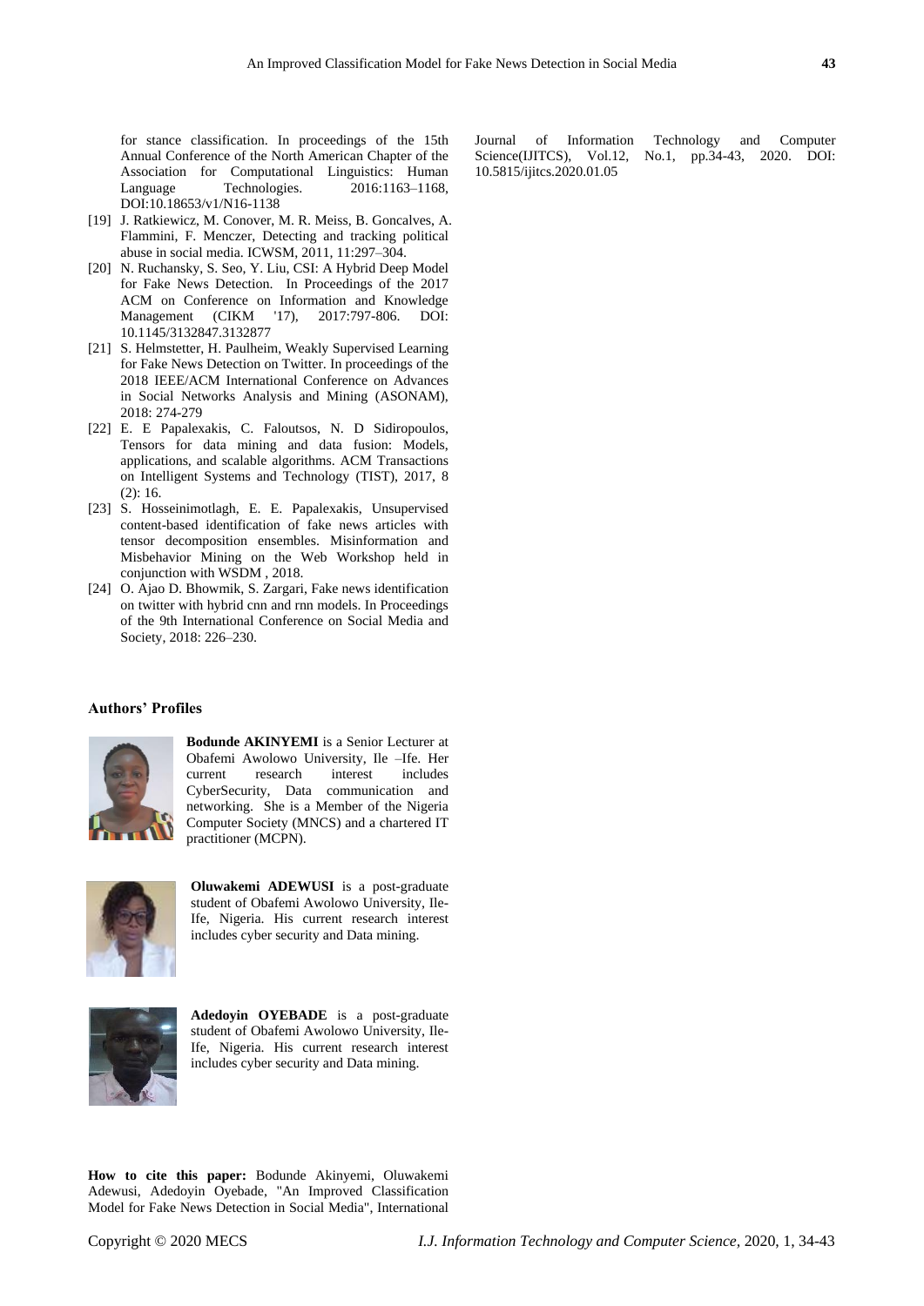for stance classification. In proceedings of the 15th Annual Conference of the North American Chapter of the Association for Computational Linguistics: Human Language Technologies. 2016:1163–1168, DOI:10.18653/v1/N16-1138

[19] J. Ratkiewicz, M. Conover, M. R. Meiss, B. Goncalves, A. Flammini, F. Menczer, Detecting and tracking political abuse in social media. ICWSM, 2011, 11:297–304.

[20] N. Ruchansky, S. Seo, Y. Liu, CSI: A Hybrid Deep Model for Fake News Detection. In Proceedings of the 2017 ACM on Conference on Information and Knowledge Management (CIKM '17), 2017:797-806. DOI: 10.1145/3132847.3132877

[21] S. Helmstetter, H. Paulheim, Weakly Supervised Learning for Fake News Detection on Twitter. In proceedings of the 2018 IEEE/ACM International Conference on Advances in Social Networks Analysis and Mining (ASONAM), 2018: 274-279

[22] E. E Papalexakis, C. Faloutsos, N. D Sidiropoulos, Tensors for data mining and data fusion: Models, applications, and scalable algorithms. ACM Transactions on Intelligent Systems and Technology (TIST), 2017, 8 (2): 16.

[23] S. Hosseinimotlagh, E. E. Papalexakis, Unsupervised content-based identification of fake news articles with tensor decomposition ensembles. Misinformation and Misbehavior Mining on the Web Workshop held in conjunction with WSDM , 2018.

[24] O. Ajao D. Bhowmik, S. Zargari, Fake news identification on twitter with hybrid cnn and rnn models. In Proceedings of the 9th International Conference on Social Media and Society, 2018: 226–230.

### Authors' Profiles

**Bodunde AKINYEMI** is a Senior Lecturer at Obafemi Awolowo University, Ile –Ife. Her current research interest includes CyberSecurity, Data communication and networking. She is a Member of the Nigeria Computer Society (MNCS) and a chartered IT practitioner (MCPN).

**Oluwakemi ADEWUSI** is a post-graduate student of Obafemi Awolowo University, Ile-Ife, Nigeria. His current research interest includes cyber security and Data mining.

**Adedoyin OYEBADE** is a post-graduate student of Obafemi Awolowo University, Ile-Ife, Nigeria. His current research interest includes cyber security and Data mining.

**How to cite this paper:** Bodunde Akinyemi, Oluwakemi Adewusi, Adedoyin Oyebade, "An Improved Classification Model for Fake News Detection in Social Media", International Journal of Information Technology and Computer Science(IJITCS), Vol.12, No.1, pp.34-43, 2020. DOI: 10.5815/ijitcs.2020.01.05